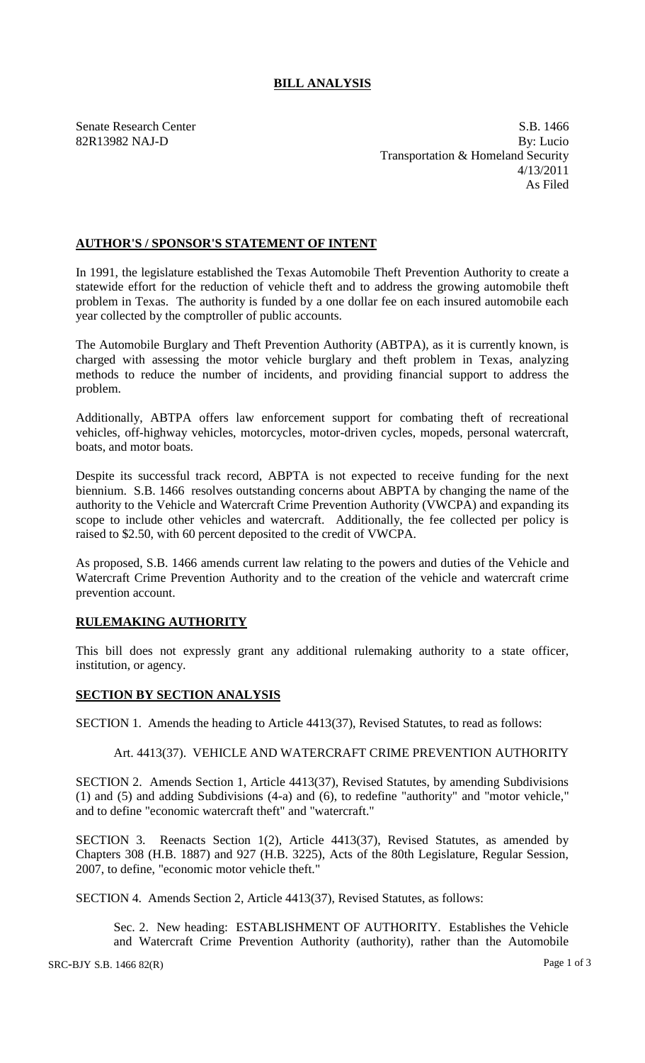# BILL ANALYSIS

Senate Research Center
82R13982 NAJ-D

S.B. 1466
By: Lucio
Transportation & Homeland Security
4/13/2011
As Filed

## AUTHOR'S / SPONSOR'S STATEMENT OF INTENT

In 1991, the legislature established the Texas Automobile Theft Prevention Authority to create a statewide effort for the reduction of vehicle theft and to address the growing automobile theft problem in Texas. The authority is funded by a one dollar fee on each insured automobile each year collected by the comptroller of public accounts.

The Automobile Burglary and Theft Prevention Authority (ABTPA), as it is currently known, is charged with assessing the motor vehicle burglary and theft problem in Texas, analyzing methods to reduce the number of incidents, and providing financial support to address the problem.

Additionally, ABTPA offers law enforcement support for combating theft of recreational vehicles, off-highway vehicles, motorcycles, motor-driven cycles, mopeds, personal watercraft, boats, and motor boats.

Despite its successful track record, ABPTA is not expected to receive funding for the next biennium. S.B. 1466 resolves outstanding concerns about ABPTA by changing the name of the authority to the Vehicle and Watercraft Crime Prevention Authority (VWCPA) and expanding its scope to include other vehicles and watercraft. Additionally, the fee collected per policy is raised to $2.50, with 60 percent deposited to the credit of VWCPA.

As proposed, S.B. 1466 amends current law relating to the powers and duties of the Vehicle and Watercraft Crime Prevention Authority and to the creation of the vehicle and watercraft crime prevention account.

## RULEMAKING AUTHORITY

This bill does not expressly grant any additional rulemaking authority to a state officer, institution, or agency.

## SECTION BY SECTION ANALYSIS

SECTION 1. Amends the heading to Article 4413(37), Revised Statutes, to read as follows:

Art. 4413(37). VEHICLE AND WATERCRAFT CRIME PREVENTION AUTHORITY

SECTION 2. Amends Section 1, Article 4413(37), Revised Statutes, by amending Subdivisions (1) and (5) and adding Subdivisions (4-a) and (6), to redefine "authority" and "motor vehicle," and to define "economic watercraft theft" and "watercraft."

SECTION 3. Reenacts Section 1(2), Article 4413(37), Revised Statutes, as amended by Chapters 308 (H.B. 1887) and 927 (H.B. 3225), Acts of the 80th Legislature, Regular Session, 2007, to define, "economic motor vehicle theft."

SECTION 4. Amends Section 2, Article 4413(37), Revised Statutes, as follows:

Sec. 2. New heading: ESTABLISHMENT OF AUTHORITY. Establishes the Vehicle and Watercraft Crime Prevention Authority (authority), rather than the Automobile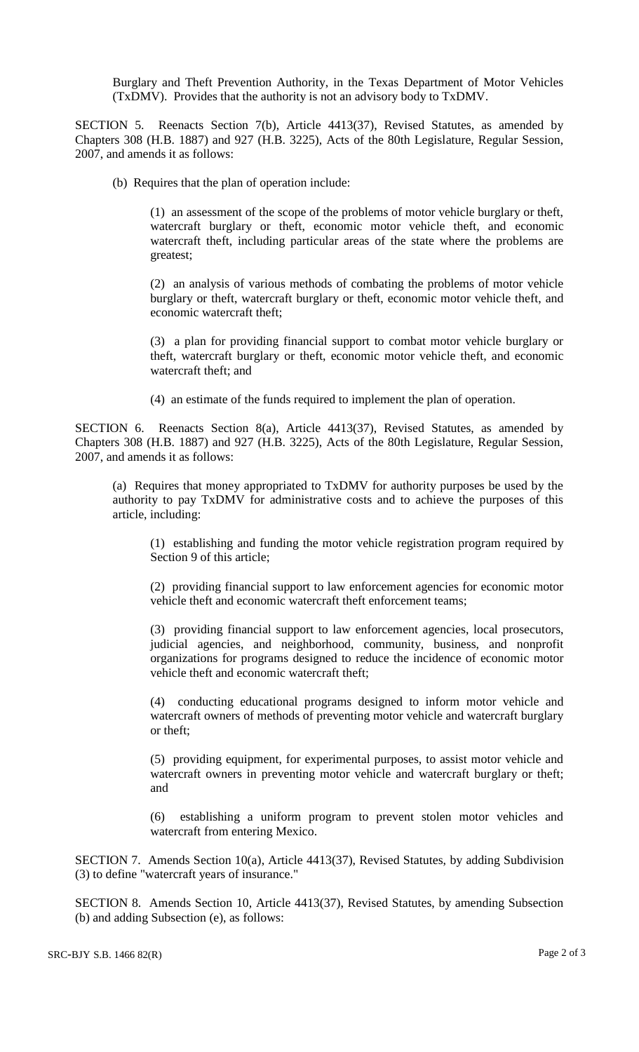Burglary and Theft Prevention Authority, in the Texas Department of Motor Vehicles (TxDMV). Provides that the authority is not an advisory body to TxDMV.

SECTION 5. Reenacts Section 7(b), Article 4413(37), Revised Statutes, as amended by Chapters 308 (H.B. 1887) and 927 (H.B. 3225), Acts of the 80th Legislature, Regular Session, 2007, and amends it as follows:

(b) Requires that the plan of operation include:

(1) an assessment of the scope of the problems of motor vehicle burglary or theft, watercraft burglary or theft, economic motor vehicle theft, and economic watercraft theft, including particular areas of the state where the problems are greatest;

(2) an analysis of various methods of combating the problems of motor vehicle burglary or theft, watercraft burglary or theft, economic motor vehicle theft, and economic watercraft theft;

(3) a plan for providing financial support to combat motor vehicle burglary or theft, watercraft burglary or theft, economic motor vehicle theft, and economic watercraft theft; and

(4) an estimate of the funds required to implement the plan of operation.

SECTION 6. Reenacts Section 8(a), Article 4413(37), Revised Statutes, as amended by Chapters 308 (H.B. 1887) and 927 (H.B. 3225), Acts of the 80th Legislature, Regular Session, 2007, and amends it as follows:

(a) Requires that money appropriated to TxDMV for authority purposes be used by the authority to pay TxDMV for administrative costs and to achieve the purposes of this article, including:

(1) establishing and funding the motor vehicle registration program required by Section 9 of this article;

(2) providing financial support to law enforcement agencies for economic motor vehicle theft and economic watercraft theft enforcement teams;

(3) providing financial support to law enforcement agencies, local prosecutors, judicial agencies, and neighborhood, community, business, and nonprofit organizations for programs designed to reduce the incidence of economic motor vehicle theft and economic watercraft theft;

(4) conducting educational programs designed to inform motor vehicle and watercraft owners of methods of preventing motor vehicle and watercraft burglary or theft;

(5) providing equipment, for experimental purposes, to assist motor vehicle and watercraft owners in preventing motor vehicle and watercraft burglary or theft; and

(6) establishing a uniform program to prevent stolen motor vehicles and watercraft from entering Mexico.

SECTION 7. Amends Section 10(a), Article 4413(37), Revised Statutes, by adding Subdivision (3) to define "watercraft years of insurance."

SECTION 8. Amends Section 10, Article 4413(37), Revised Statutes, by amending Subsection (b) and adding Subsection (e), as follows: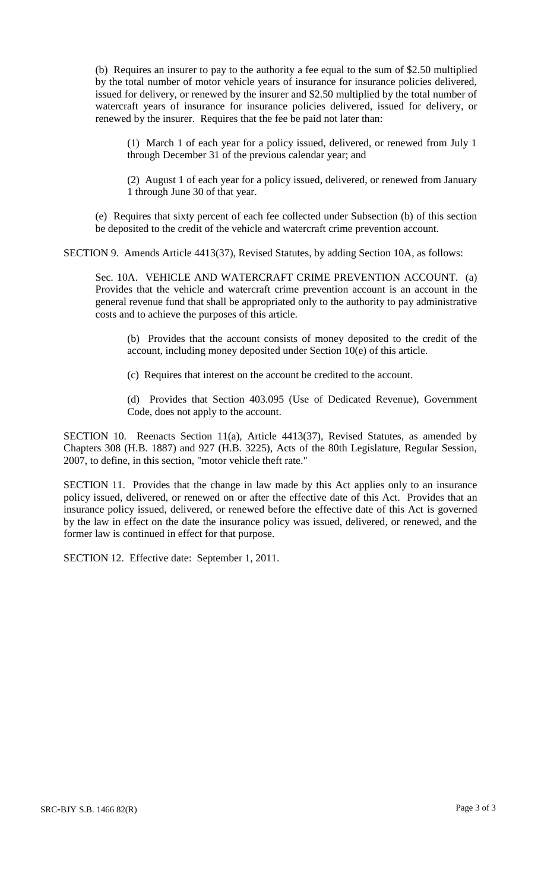(b) Requires an insurer to pay to the authority a fee equal to the sum of $2.50 multiplied by the total number of motor vehicle years of insurance for insurance policies delivered, issued for delivery, or renewed by the insurer and $2.50 multiplied by the total number of watercraft years of insurance for insurance policies delivered, issued for delivery, or renewed by the insurer. Requires that the fee be paid not later than:

(1) March 1 of each year for a policy issued, delivered, or renewed from July 1 through December 31 of the previous calendar year; and

(2) August 1 of each year for a policy issued, delivered, or renewed from January 1 through June 30 of that year.

(e) Requires that sixty percent of each fee collected under Subsection (b) of this section be deposited to the credit of the vehicle and watercraft crime prevention account.

SECTION 9. Amends Article 4413(37), Revised Statutes, by adding Section 10A, as follows:

Sec. 10A. VEHICLE AND WATERCRAFT CRIME PREVENTION ACCOUNT. (a) Provides that the vehicle and watercraft crime prevention account is an account in the general revenue fund that shall be appropriated only to the authority to pay administrative costs and to achieve the purposes of this article.

(b) Provides that the account consists of money deposited to the credit of the account, including money deposited under Section 10(e) of this article.

(c) Requires that interest on the account be credited to the account.

(d) Provides that Section 403.095 (Use of Dedicated Revenue), Government Code, does not apply to the account.

SECTION 10. Reenacts Section 11(a), Article 4413(37), Revised Statutes, as amended by Chapters 308 (H.B. 1887) and 927 (H.B. 3225), Acts of the 80th Legislature, Regular Session, 2007, to define, in this section, "motor vehicle theft rate."

SECTION 11. Provides that the change in law made by this Act applies only to an insurance policy issued, delivered, or renewed on or after the effective date of this Act. Provides that an insurance policy issued, delivered, or renewed before the effective date of this Act is governed by the law in effect on the date the insurance policy was issued, delivered, or renewed, and the former law is continued in effect for that purpose.

SECTION 12. Effective date: September 1, 2011.